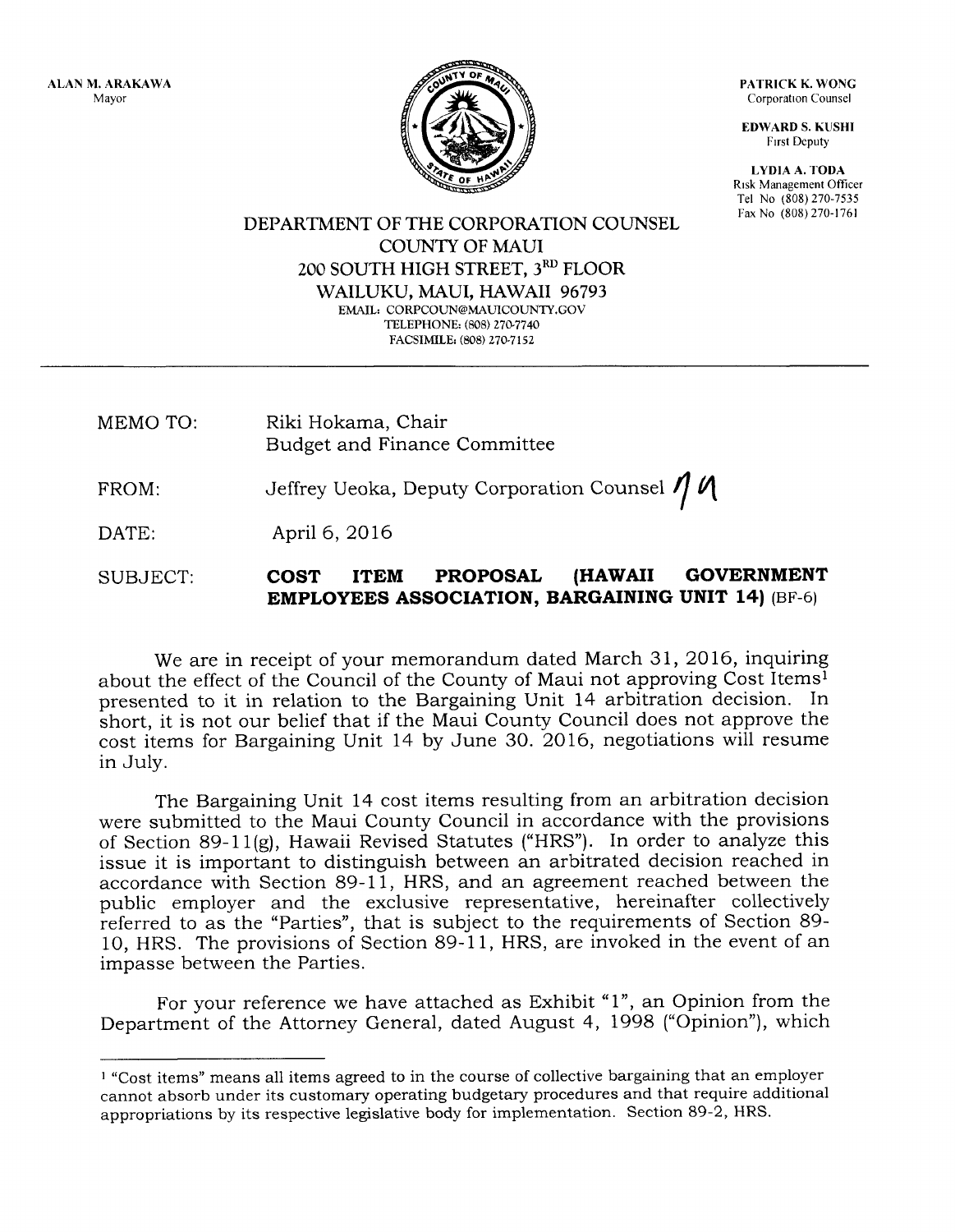ALAN M. ARAKAWA
Mayor

PATRICK K. WONG
Corporation Counsel

EDWARD S. KUSHI
First Deputy

LYDIA A. TODA
Risk Management Officer
Tel No (808) 270-7535
Fax No (808) 270-1761

**DEPARTMENT OF THE CORPORATION COUNSEL**
**COUNTY OF MAUI**
**200 SOUTH HIGH STREET, 3RD FLOOR**
**WAILUKU, MAUI, HAWAII 96793**
EMAIL: CORPCOUN@MAUICOUNTY.GOV
TELEPHONE: (808) 270-7740
FACSIMILE: (808) 270-7152

---

MEMO TO: Riki Hokama, Chair
Budget and Finance Committee

FROM: Jeffrey Ueoka, Deputy Corporation Counsel

DATE: April 6, 2016

SUBJECT: **COST ITEM PROPOSAL (HAWAII GOVERNMENT EMPLOYEES ASSOCIATION, BARGAINING UNIT 14)** (BF-6)

We are in receipt of your memorandum dated March 31, 2016, inquiring about the effect of the Council of the County of Maui not approving Cost Items[1] presented to it in relation to the Bargaining Unit 14 arbitration decision. In short, it is not our belief that if the Maui County Council does not approve the cost items for Bargaining Unit 14 by June 30. 2016, negotiations will resume in July.

The Bargaining Unit 14 cost items resulting from an arbitration decision were submitted to the Maui County Council in accordance with the provisions of Section 89-11(g), Hawaii Revised Statutes ("HRS"). In order to analyze this issue it is important to distinguish between an arbitrated decision reached in accordance with Section 89-11, HRS, and an agreement reached between the public employer and the exclusive representative, hereinafter collectively referred to as the "Parties", that is subject to the requirements of Section 89-10, HRS. The provisions of Section 89-11, HRS, are invoked in the event of an impasse between the Parties.

For your reference we have attached as Exhibit "1", an Opinion from the Department of the Attorney General, dated August 4, 1998 ("Opinion"), which

---

[1] "Cost items" means all items agreed to in the course of collective bargaining that an employer cannot absorb under its customary operating budgetary procedures and that require additional appropriations by its respective legislative body for implementation. Section 89-2, HRS.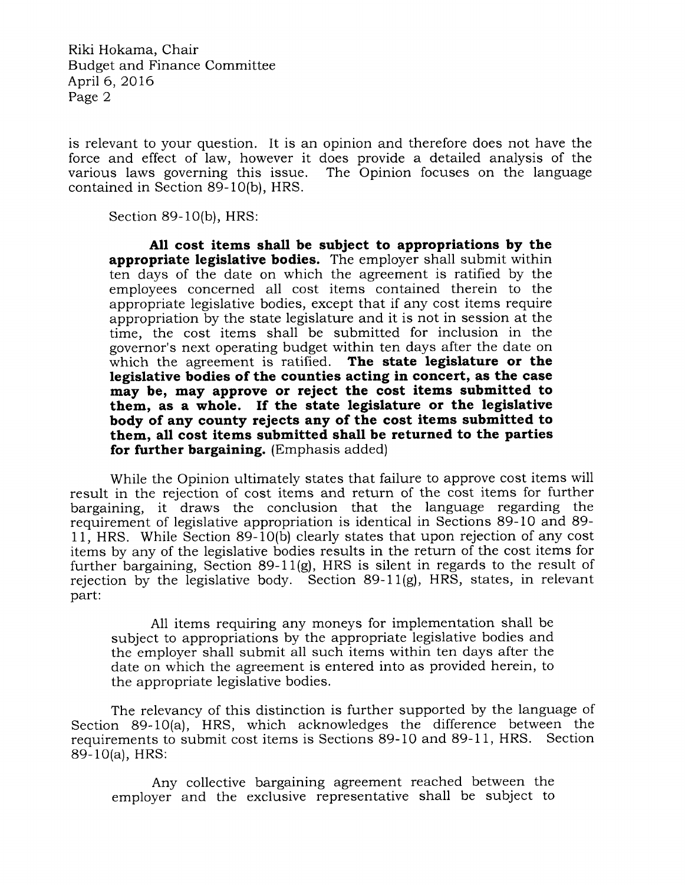is relevant to your question. It is an opinion and therefore does not have the force and effect of law, however it does provide a detailed analysis of the various laws governing this issue. The Opinion focuses on the language contained in Section 89-10(b), HRS.

Section 89-10(b), HRS:

> **All cost items shall be subject to appropriations by the appropriate legislative bodies.** The employer shall submit within ten days of the date on which the agreement is ratified by the employees concerned all cost items contained therein to the appropriate legislative bodies, except that if any cost items require appropriation by the state legislature and it is not in session at the time, the cost items shall be submitted for inclusion in the governor's next operating budget within ten days after the date on which the agreement is ratified. **The state legislature or the legislative bodies of the counties acting in concert, as the case may be, may approve or reject the cost items submitted to them, as a whole. If the state legislature or the legislative body of any county rejects any of the cost items submitted to them, all cost items submitted shall be returned to the parties for further bargaining.** (Emphasis added)

While the Opinion ultimately states that failure to approve cost items will result in the rejection of cost items and return of the cost items for further bargaining, it draws the conclusion that the language regarding the requirement of legislative appropriation is identical in Sections 89-10 and 89-11, HRS. While Section 89-10(b) clearly states that upon rejection of any cost items by any of the legislative bodies results in the return of the cost items for further bargaining, Section 89-11(g), HRS is silent in regards to the result of rejection by the legislative body. Section 89-11(g), HRS, states, in relevant part:

> All items requiring any moneys for implementation shall be subject to appropriations by the appropriate legislative bodies and the employer shall submit all such items within ten days after the date on which the agreement is entered into as provided herein, to the appropriate legislative bodies.

The relevancy of this distinction is further supported by the language of Section 89-10(a), HRS, which acknowledges the difference between the requirements to submit cost items is Sections 89-10 and 89-11, HRS. Section 89-10(a), HRS:

> Any collective bargaining agreement reached between the employer and the exclusive representative shall be subject to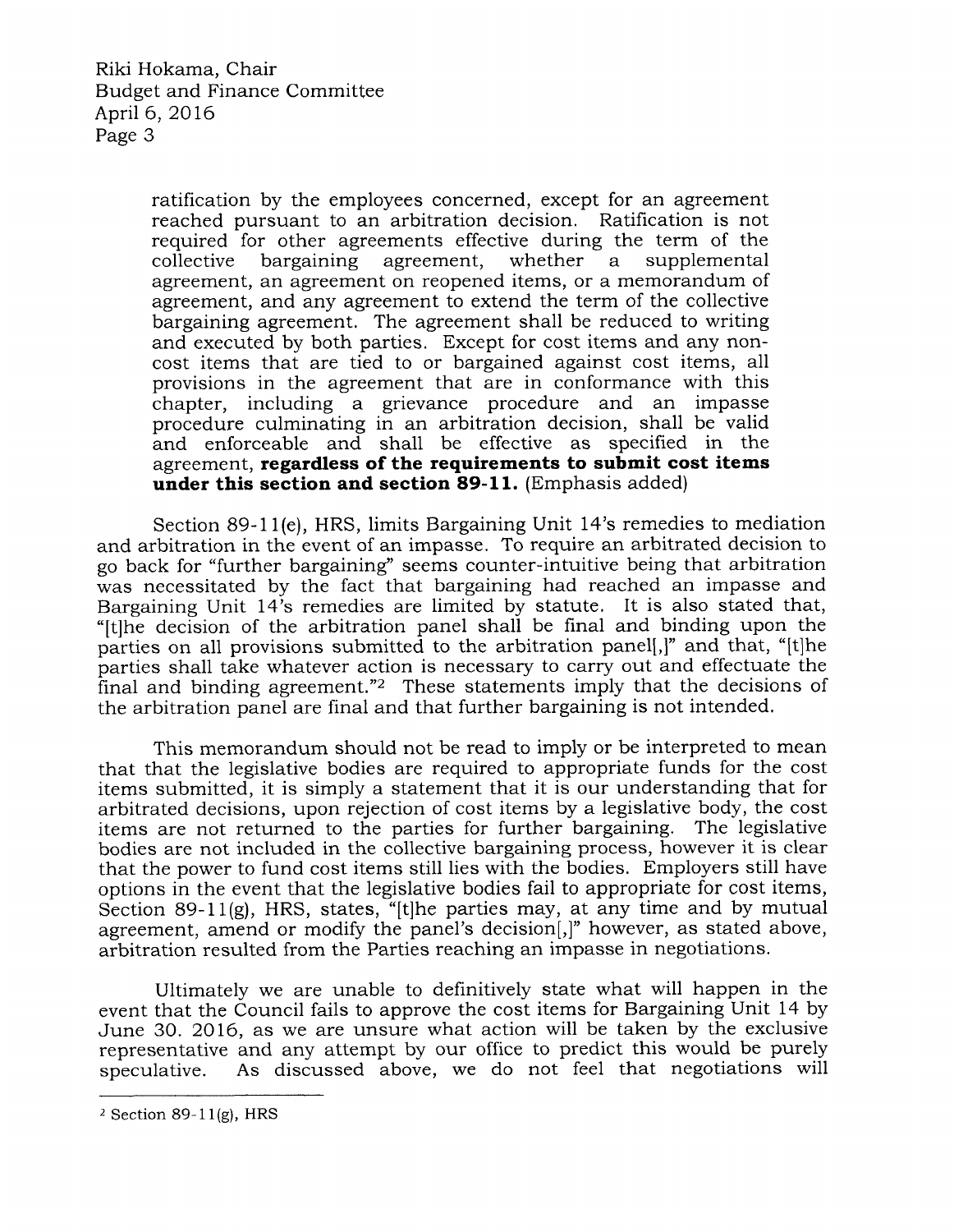> ratification by the employees concerned, except for an agreement reached pursuant to an arbitration decision. Ratification is not required for other agreements effective during the term of the collective bargaining agreement, whether a supplemental agreement, an agreement on reopened items, or a memorandum of agreement, and any agreement to extend the term of the collective bargaining agreement. The agreement shall be reduced to writing and executed by both parties. Except for cost items and any non-cost items that are tied to or bargained against cost items, all provisions in the agreement that are in conformance with this chapter, including a grievance procedure and an impasse procedure culminating in an arbitration decision, shall be valid and enforceable and shall be effective as specified in the agreement, **regardless of the requirements to submit cost items under this section and section 89-11.** (Emphasis added)

Section 89-11(e), HRS, limits Bargaining Unit 14's remedies to mediation and arbitration in the event of an impasse. To require an arbitrated decision to go back for "further bargaining" seems counter-intuitive being that arbitration was necessitated by the fact that bargaining had reached an impasse and Bargaining Unit 14's remedies are limited by statute. It is also stated that, "[t]he decision of the arbitration panel shall be final and binding upon the parties on all provisions submitted to the arbitration panel[,]" and that, "[t]he parties shall take whatever action is necessary to carry out and effectuate the final and binding agreement."[2] These statements imply that the decisions of the arbitration panel are final and that further bargaining is not intended.

This memorandum should not be read to imply or be interpreted to mean that that the legislative bodies are required to appropriate funds for the cost items submitted, it is simply a statement that it is our understanding that for arbitrated decisions, upon rejection of cost items by a legislative body, the cost items are not returned to the parties for further bargaining. The legislative bodies are not included in the collective bargaining process, however it is clear that the power to fund cost items still lies with the bodies. Employers still have options in the event that the legislative bodies fail to appropriate for cost items, Section 89-11(g), HRS, states, "[t]he parties may, at any time and by mutual agreement, amend or modify the panel's decision[,]" however, as stated above, arbitration resulted from the Parties reaching an impasse in negotiations.

Ultimately we are unable to definitively state what will happen in the event that the Council fails to approve the cost items for Bargaining Unit 14 by June 30. 2016, as we are unsure what action will be taken by the exclusive representative and any attempt by our office to predict this would be purely speculative. As discussed above, we do not feel that negotiations will

---

[2] Section 89-11(g), HRS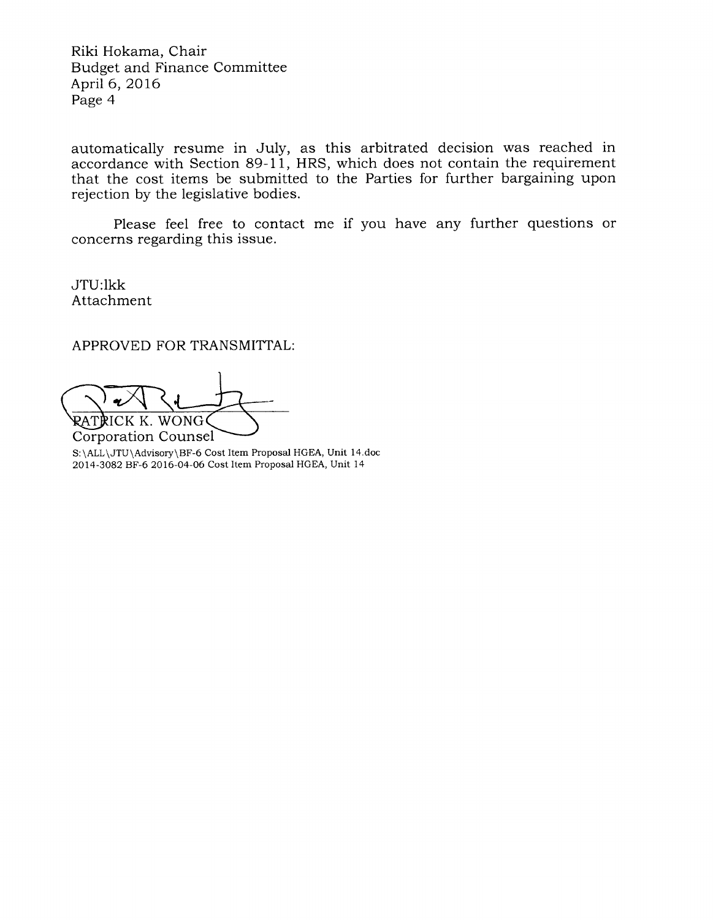automatically resume in July, as this arbitrated decision was reached in accordance with Section 89-11, HRS, which does not contain the requirement that the cost items be submitted to the Parties for further bargaining upon rejection by the legislative bodies.

Please feel free to contact me if you have any further questions or concerns regarding this issue.

JTU:lkk
Attachment

APPROVED FOR TRANSMITTAL:

PATRICK K. WONG
Corporation Counsel

S:\ALL\JTU\Advisory\BF-6 Cost Item Proposal HGEA, Unit 14.doc
2014-3082 BF-6 2016-04-06 Cost Item Proposal HGEA, Unit 14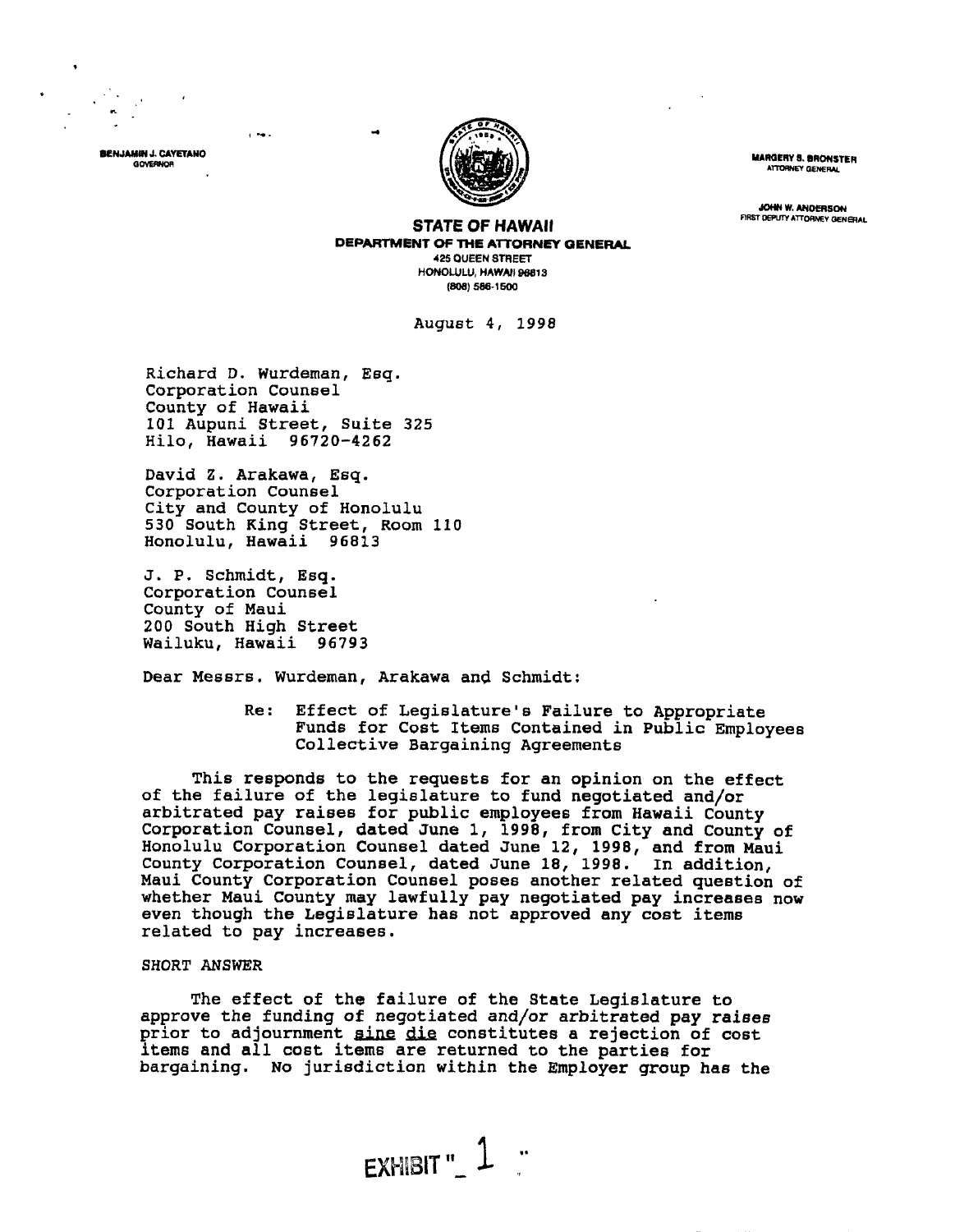BENJAMIN J. CAYETANO
GOVERNOR

MARGERY S. BRONSTER
ATTORNEY GENERAL

JOHN W. ANDERSON
FIRST DEPUTY ATTORNEY GENERAL

**STATE OF HAWAII**
**DEPARTMENT OF THE ATTORNEY GENERAL**
425 QUEEN STREET
HONOLULU, HAWAII 96813
(808) 586-1500

August 4, 1998

Richard D. Wurdeman, Esq.
Corporation Counsel
County of Hawaii
101 Aupuni Street, Suite 325
Hilo, Hawaii 96720-4262

David Z. Arakawa, Esq.
Corporation Counsel
City and County of Honolulu
530 South King Street, Room 110
Honolulu, Hawaii 96813

J. P. Schmidt, Esq.
Corporation Counsel
County of Maui
200 South High Street
Wailuku, Hawaii 96793

Dear Messrs. Wurdeman, Arakawa and Schmidt:

Re: Effect of Legislature's Failure to Appropriate Funds for Cost Items Contained in Public Employees Collective Bargaining Agreements

This responds to the requests for an opinion on the effect of the failure of the legislature to fund negotiated and/or arbitrated pay raises for public employees from Hawaii County Corporation Counsel, dated June 1, 1998, from City and County of Honolulu Corporation Counsel dated June 12, 1998, and from Maui County Corporation Counsel, dated June 18, 1998. In addition, Maui County Corporation Counsel poses another related question of whether Maui County may lawfully pay negotiated pay increases now even though the Legislature has not approved any cost items related to pay increases.

SHORT ANSWER

The effect of the failure of the State Legislature to approve the funding of negotiated and/or arbitrated pay raises prior to adjournment *sine die* constitutes a rejection of cost items and all cost items are returned to the parties for bargaining. No jurisdiction within the Employer group has the

EXHIBIT "1"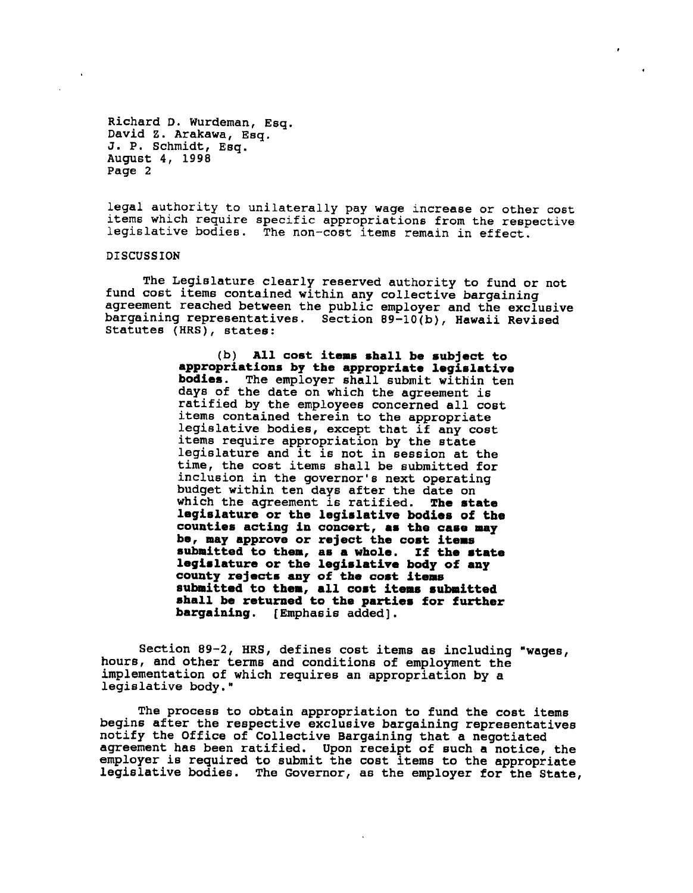legal authority to unilaterally pay wage increase or other cost items which require specific appropriations from the respective legislative bodies. The non-cost items remain in effect.

DISCUSSION

The Legislature clearly reserved authority to fund or not fund cost items contained within any collective bargaining agreement reached between the public employer and the exclusive bargaining representatives. Section 89-10(b), Hawaii Revised Statutes (HRS), states:

> (b) **All cost items shall be subject to appropriations by the appropriate legislative bodies.** The employer shall submit within ten days of the date on which the agreement is ratified by the employees concerned all cost items contained therein to the appropriate legislative bodies, except that if any cost items require appropriation by the state legislature and it is not in session at the time, the cost items shall be submitted for inclusion in the governor's next operating budget within ten days after the date on which the agreement is ratified. **The state legislature or the legislative bodies of the counties acting in concert, as the case may be, may approve or reject the cost items submitted to them, as a whole. If the state legislature or the legislative body of any county rejects any of the cost items submitted to them, all cost items submitted shall be returned to the parties for further bargaining.** [Emphasis added].

Section 89-2, HRS, defines cost items as including "wages, hours, and other terms and conditions of employment the implementation of which requires an appropriation by a legislative body."

The process to obtain appropriation to fund the cost items begins after the respective exclusive bargaining representatives notify the Office of Collective Bargaining that a negotiated agreement has been ratified. Upon receipt of such a notice, the employer is required to submit the cost items to the appropriate legislative bodies. The Governor, as the employer for the State,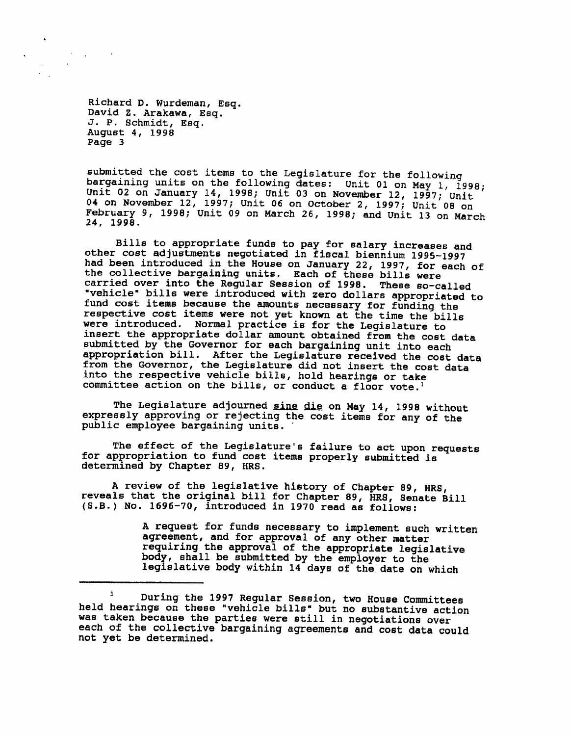submitted the cost items to the Legislature for the following bargaining units on the following dates: Unit 01 on May 1, 1998; Unit 02 on January 14, 1998; Unit 03 on November 12, 1997; Unit 04 on November 12, 1997; Unit 06 on October 2, 1997; Unit 08 on February 9, 1998; Unit 09 on March 26, 1998; and Unit 13 on March 24, 1998.

Bills to appropriate funds to pay for salary increases and other cost adjustments negotiated in fiscal biennium 1995-1997 had been introduced in the House on January 22, 1997, for each of the collective bargaining units. Each of these bills were carried over into the Regular Session of 1998. These so-called "vehicle" bills were introduced with zero dollars appropriated to fund cost items because the amounts necessary for funding the respective cost items were not yet known at the time the bills were introduced. Normal practice is for the Legislature to insert the appropriate dollar amount obtained from the cost data submitted by the Governor for each bargaining unit into each appropriation bill. After the Legislature received the cost data from the Governor, the Legislature did not insert the cost data into the respective vehicle bills, hold hearings or take committee action on the bills, or conduct a floor vote.[1]

The Legislature adjourned sine die on May 14, 1998 without expressly approving or rejecting the cost items for any of the public employee bargaining units.

The effect of the Legislature's failure to act upon requests for appropriation to fund cost items properly submitted is determined by Chapter 89, HRS.

A review of the legislative history of Chapter 89, HRS, reveals that the original bill for Chapter 89, HRS, Senate Bill (S.B.) No. 1696-70, introduced in 1970 read as follows:

> A request for funds necessary to implement such written agreement, and for approval of any other matter requiring the approval of the appropriate legislative body, shall be submitted by the employer to the legislative body within 14 days of the date on which

---

[1] During the 1997 Regular Session, two House Committees held hearings on these "vehicle bills" but no substantive action was taken because the parties were still in negotiations over each of the collective bargaining agreements and cost data could not yet be determined.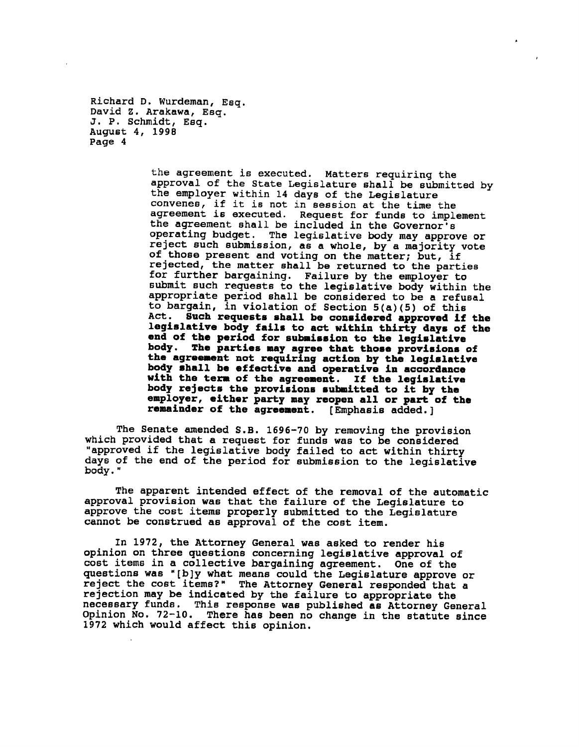> the agreement is executed. Matters requiring the approval of the State Legislature shall be submitted by the employer within 14 days of the Legislature convenes, if it is not in session at the time the agreement is executed. Request for funds to implement the agreement shall be included in the Governor's operating budget. The legislative body may approve or reject such submission, as a whole, by a majority vote of those present and voting on the matter; but, if rejected, the matter shall be returned to the parties for further bargaining. Failure by the employer to submit such requests to the legislative body within the appropriate period shall be considered to be a refusal to bargain, in violation of Section 5(a)(5) of this Act. **Such requests shall be considered approved if the legislative body fails to act within thirty days of the end of the period for submission to the legislative body. The parties may agree that those provisions of the agreement not requiring action by the legislative body shall be effective and operative in accordance with the term of the agreement. If the legislative body rejects the provisions submitted to it by the employer, either party may reopen all or part of the remainder of the agreement.** [Emphasis added.]

The Senate amended S.B. 1696-70 by removing the provision which provided that a request for funds was to be considered "approved if the legislative body failed to act within thirty days of the end of the period for submission to the legislative body."

The apparent intended effect of the removal of the automatic approval provision was that the failure of the Legislature to approve the cost items properly submitted to the Legislature cannot be construed as approval of the cost item.

In 1972, the Attorney General was asked to render his opinion on three questions concerning legislative approval of cost items in a collective bargaining agreement. One of the questions was "[b]y what means could the Legislature approve or reject the cost items?" The Attorney General responded that a rejection may be indicated by the failure to appropriate the necessary funds. This response was published as Attorney General Opinion No. 72-10. There has been no change in the statute since 1972 which would affect this opinion.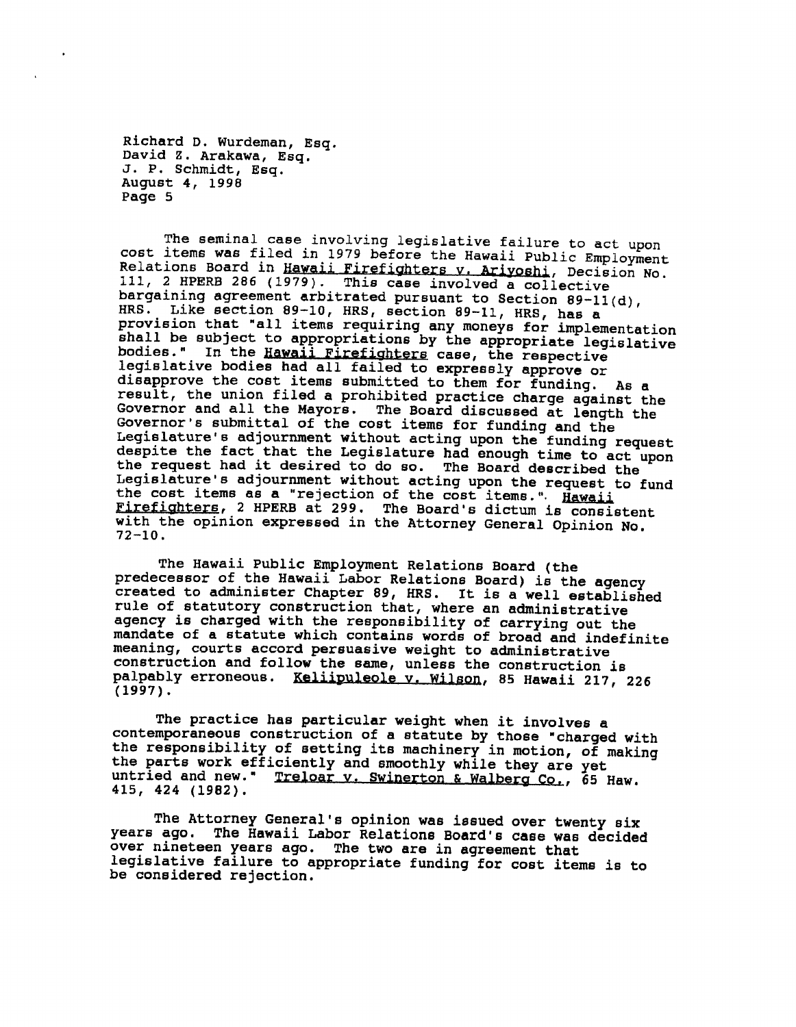Richard D. Wurdeman, Esq.
David Z. Arakawa, Esq.
J. P. Schmidt, Esq.
August 4, 1998
Page 5

The seminal case involving legislative failure to act upon cost items was filed in 1979 before the Hawaii Public Employment Relations Board in Hawaii Firefighters v. Ariyoshi, Decision No. 111, 2 HPERB 286 (1979). This case involved a collective bargaining agreement arbitrated pursuant to Section 89-11(d), HRS. Like section 89-10, HRS, section 89-11, HRS, has a provision that "all items requiring any moneys for implementation shall be subject to appropriations by the appropriate legislative bodies." In the Hawaii Firefighters case, the respective legislative bodies had all failed to expressly approve or disapprove the cost items submitted to them for funding. As a result, the union filed a prohibited practice charge against the Governor and all the Mayors. The Board discussed at length the Governor's submittal of the cost items for funding and the Legislature's adjournment without acting upon the funding request despite the fact that the Legislature had enough time to act upon the request had it desired to do so. The Board described the Legislature's adjournment without acting upon the request to fund the cost items as a "rejection of the cost items.". Hawaii Firefighters, 2 HPERB at 299. The Board's dictum is consistent with the opinion expressed in the Attorney General Opinion No. 72-10.

The Hawaii Public Employment Relations Board (the predecessor of the Hawaii Labor Relations Board) is the agency created to administer Chapter 89, HRS. It is a well established rule of statutory construction that, where an administrative agency is charged with the responsibility of carrying out the mandate of a statute which contains words of broad and indefinite meaning, courts accord persuasive weight to administrative construction and follow the same, unless the construction is palpably erroneous. Keliipuleole v. Wilson, 85 Hawaii 217, 226 (1997).

The practice has particular weight when it involves a contemporaneous construction of a statute by those "charged with the responsibility of setting its machinery in motion, of making the parts work efficiently and smoothly while they are yet untried and new." Treloar v. Swinerton & Walberg Co., 65 Haw. 415, 424 (1982).

The Attorney General's opinion was issued over twenty six years ago. The Hawaii Labor Relations Board's case was decided over nineteen years ago. The two are in agreement that legislative failure to appropriate funding for cost items is to be considered rejection.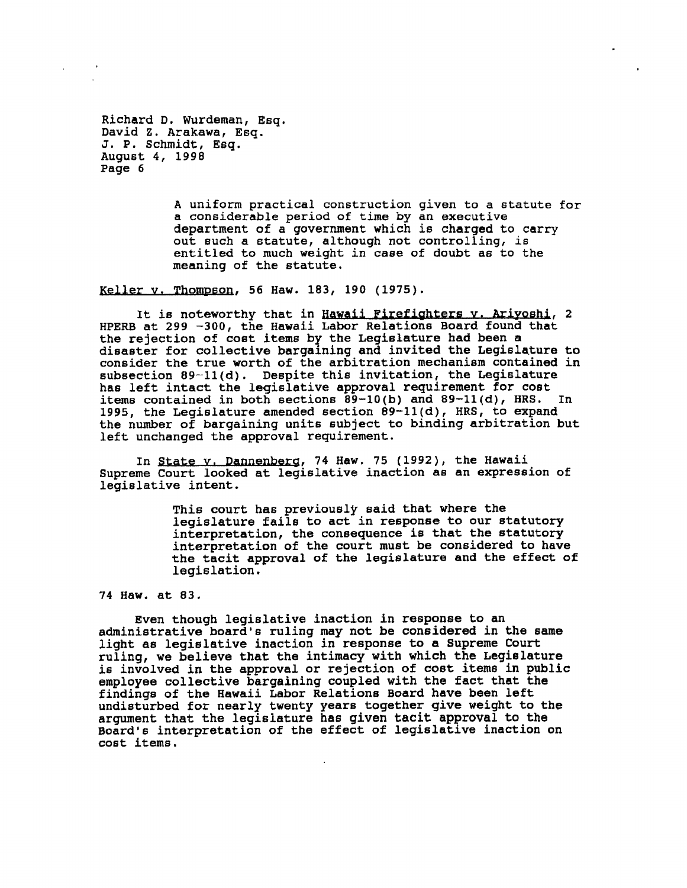> A uniform practical construction given to a statute for a considerable period of time by an executive department of a government which is charged to carry out such a statute, although not controlling, is entitled to much weight in case of doubt as to the meaning of the statute.

Keller v. Thompson, 56 Haw. 183, 190 (1975).

It is noteworthy that in Hawaii Firefighters v. Ariyoshi, 2 HPERB at 299 -300, the Hawaii Labor Relations Board found that the rejection of cost items by the Legislature had been a disaster for collective bargaining and invited the Legislature to consider the true worth of the arbitration mechanism contained in subsection 89-11(d). Despite this invitation, the Legislature has left intact the legislative approval requirement for cost items contained in both sections 89-10(b) and 89-11(d), HRS. In 1995, the Legislature amended section 89-11(d), HRS, to expand the number of bargaining units subject to binding arbitration but left unchanged the approval requirement.

In State v. Dannenberg, 74 Haw. 75 (1992), the Hawaii Supreme Court looked at legislative inaction as an expression of legislative intent.

> This court has previously said that where the legislature fails to act in response to our statutory interpretation, the consequence is that the statutory interpretation of the court must be considered to have the tacit approval of the legislature and the effect of legislation.

74 Haw. at 83.

Even though legislative inaction in response to an administrative board's ruling may not be considered in the same light as legislative inaction in response to a Supreme Court ruling, we believe that the intimacy with which the Legislature is involved in the approval or rejection of cost items in public employee collective bargaining coupled with the fact that the findings of the Hawaii Labor Relations Board have been left undisturbed for nearly twenty years together give weight to the argument that the legislature has given tacit approval to the Board's interpretation of the effect of legislative inaction on cost items.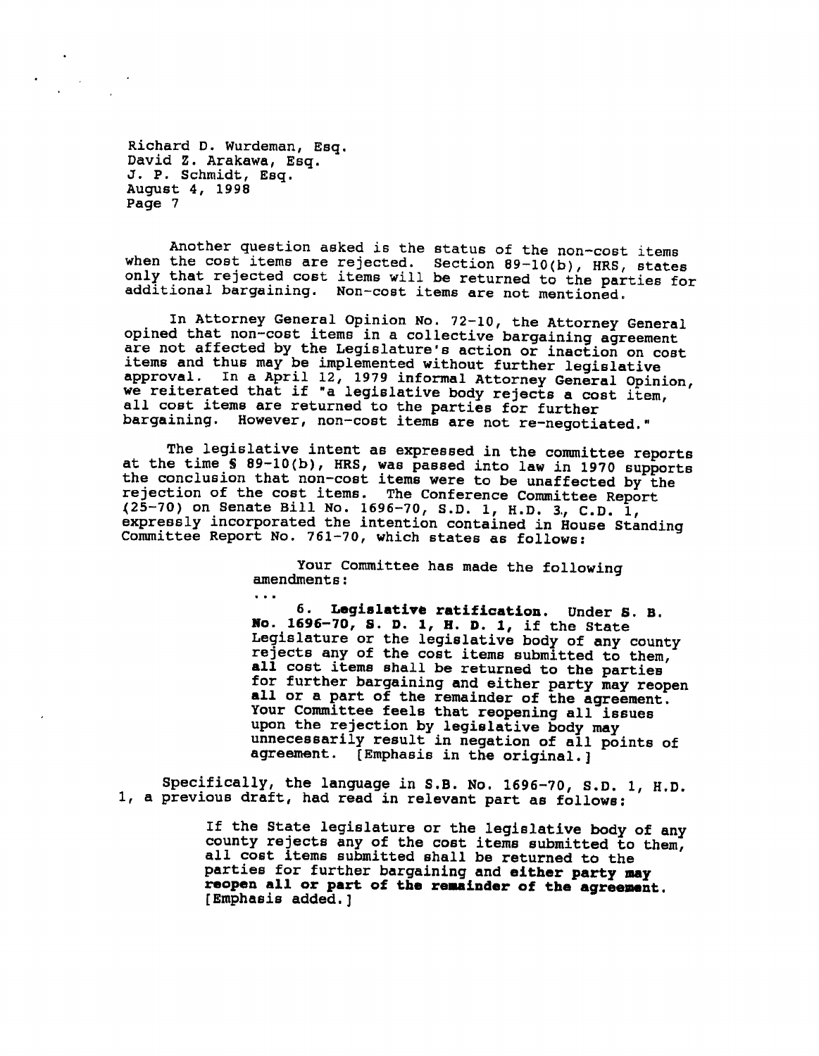Another question asked is the status of the non-cost items when the cost items are rejected. Section 89-10(b), HRS, states only that rejected cost items will be returned to the parties for additional bargaining. Non-cost items are not mentioned.

In Attorney General Opinion No. 72-10, the Attorney General opined that non-cost items in a collective bargaining agreement are not affected by the Legislature's action or inaction on cost items and thus may be implemented without further legislative approval. In a April 12, 1979 informal Attorney General Opinion, we reiterated that if "a legislative body rejects a cost item, all cost items are returned to the parties for further bargaining. However, non-cost items are not re-negotiated."

The legislative intent as expressed in the committee reports at the time § 89-10(b), HRS, was passed into law in 1970 supports the conclusion that non-cost items were to be unaffected by the rejection of the cost items. The Conference Committee Report (25-70) on Senate Bill No. 1696-70, S.D. 1, H.D. 3, C.D. 1, expressly incorporated the intention contained in House Standing Committee Report No. 761-70, which states as follows:

> Your Committee has made the following amendments:
>
> . . .
>
> 6. **Legislative ratification.** Under **S. B. No. 1696-70, S. D. 1, H. D. 1,** if the State Legislature or the legislative body of any county rejects any of the cost items submitted to them, **all** cost items shall be returned to the parties for further bargaining and either party may reopen **all** or a part of the remainder of the agreement. Your Committee feels that reopening all issues upon the rejection by legislative body may unnecessarily result in negation of all points of agreement. [Emphasis in the original.]

Specifically, the language in S.B. No. 1696-70, S.D. 1, H.D. 1, a previous draft, had read in relevant part as follows:

> If the State legislature or the legislative body of any county rejects any of the cost items submitted to them, all cost items submitted shall be returned to the parties for further bargaining and **either party may reopen all or part of the remainder of the agreement.** [Emphasis added.]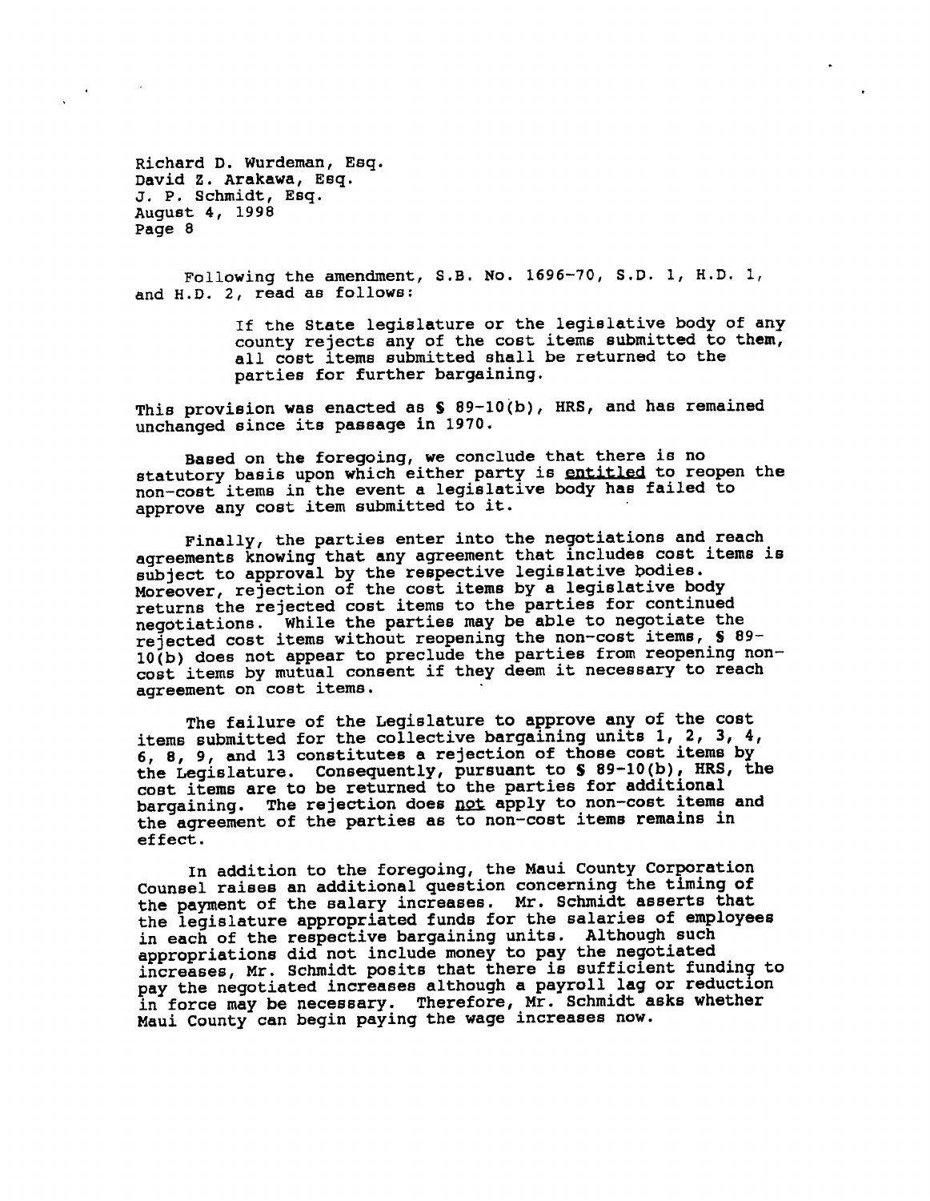Following the amendment, S.B. No. 1696-70, S.D. 1, H.D. 1, and H.D. 2, read as follows:

> If the State legislature or the legislative body of any county rejects any of the cost items submitted to them, all cost items submitted shall be returned to the parties for further bargaining.

This provision was enacted as § 89-10(b), HRS, and has remained unchanged since its passage in 1970.

Based on the foregoing, we conclude that there is no statutory basis upon which either party is entitled to reopen the non-cost items in the event a legislative body has failed to approve any cost item submitted to it.

Finally, the parties enter into the negotiations and reach agreements knowing that any agreement that includes cost items is subject to approval by the respective legislative bodies. Moreover, rejection of the cost items by a legislative body returns the rejected cost items to the parties for continued negotiations. While the parties may be able to negotiate the rejected cost items without reopening the non-cost items, § 89-10(b) does not appear to preclude the parties from reopening non-cost items by mutual consent if they deem it necessary to reach agreement on cost items.

The failure of the Legislature to approve any of the cost items submitted for the collective bargaining units 1, 2, 3, 4, 6, 8, 9, and 13 constitutes a rejection of those cost items by the Legislature. Consequently, pursuant to § 89-10(b), HRS, the cost items are to be returned to the parties for additional bargaining. The rejection does not apply to non-cost items and the agreement of the parties as to non-cost items remains in effect.

In addition to the foregoing, the Maui County Corporation Counsel raises an additional question concerning the timing of the payment of the salary increases. Mr. Schmidt asserts that the legislature appropriated funds for the salaries of employees in each of the respective bargaining units. Although such appropriations did not include money to pay the negotiated increases, Mr. Schmidt posits that there is sufficient funding to pay the negotiated increases although a payroll lag or reduction in force may be necessary. Therefore, Mr. Schmidt asks whether Maui County can begin paying the wage increases now.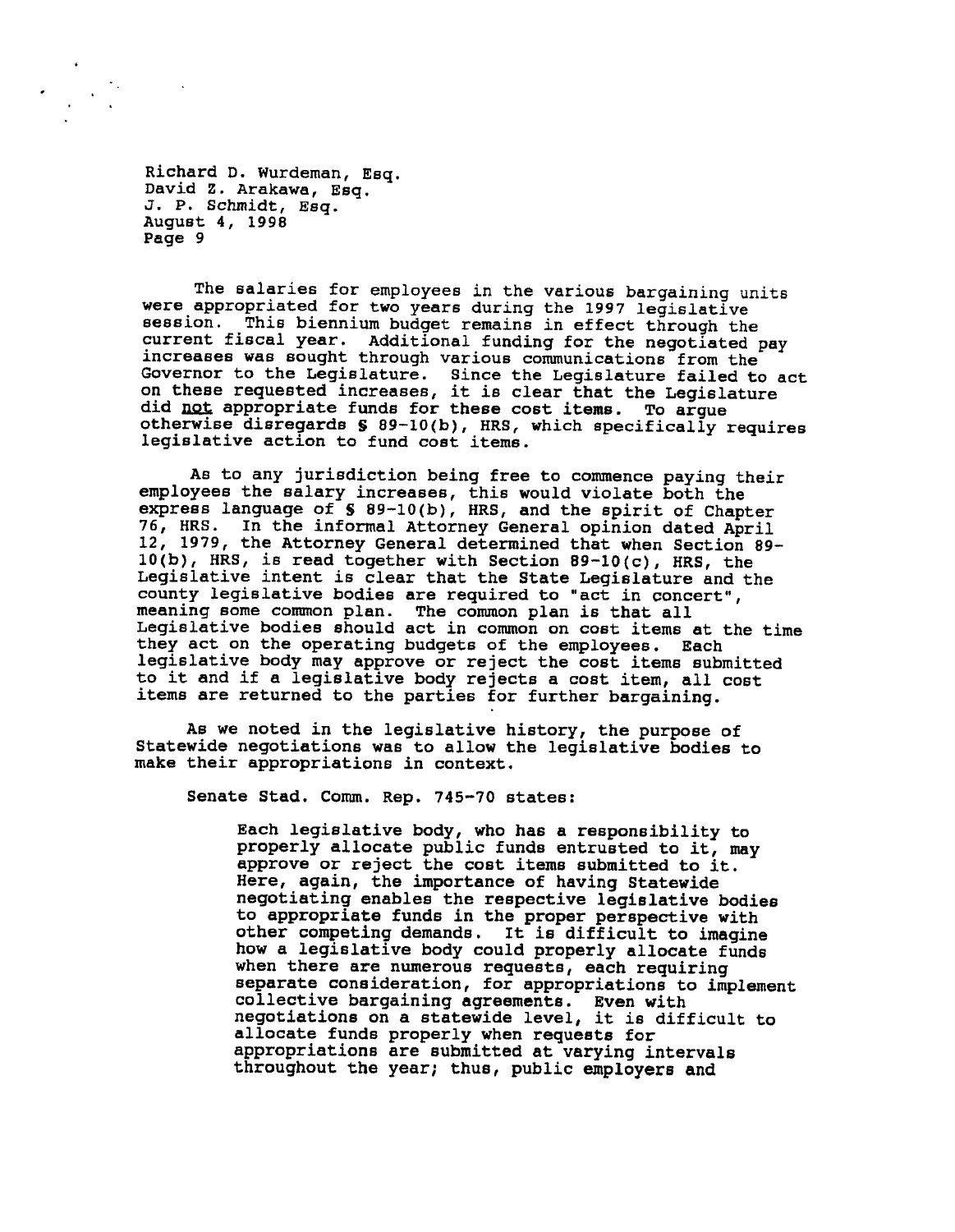The salaries for employees in the various bargaining units were appropriated for two years during the 1997 legislative session. This biennium budget remains in effect through the current fiscal year. Additional funding for the negotiated pay increases was sought through various communications from the Governor to the Legislature. Since the Legislature failed to act on these requested increases, it is clear that the Legislature did not appropriate funds for these cost items. To argue otherwise disregards § 89-10(b), HRS, which specifically requires legislative action to fund cost items.

As to any jurisdiction being free to commence paying their employees the salary increases, this would violate both the express language of § 89-10(b), HRS, and the spirit of Chapter 76, HRS. In the informal Attorney General opinion dated April 12, 1979, the Attorney General determined that when Section 89-10(b), HRS, is read together with Section 89-10(c), HRS, the Legislative intent is clear that the State Legislature and the county legislative bodies are required to "act in concert", meaning some common plan. The common plan is that all Legislative bodies should act in common on cost items at the time they act on the operating budgets of the employees. Each legislative body may approve or reject the cost items submitted to it and if a legislative body rejects a cost item, all cost items are returned to the parties for further bargaining.

As we noted in the legislative history, the purpose of Statewide negotiations was to allow the legislative bodies to make their appropriations in context.

Senate Stad. Comm. Rep. 745-70 states:

> Each legislative body, who has a responsibility to properly allocate public funds entrusted to it, may approve or reject the cost items submitted to it. Here, again, the importance of having Statewide negotiating enables the respective legislative bodies to appropriate funds in the proper perspective with other competing demands. It is difficult to imagine how a legislative body could properly allocate funds when there are numerous requests, each requiring separate consideration, for appropriations to implement collective bargaining agreements. Even with negotiations on a statewide level, it is difficult to allocate funds properly when requests for appropriations are submitted at varying intervals throughout the year; thus, public employers and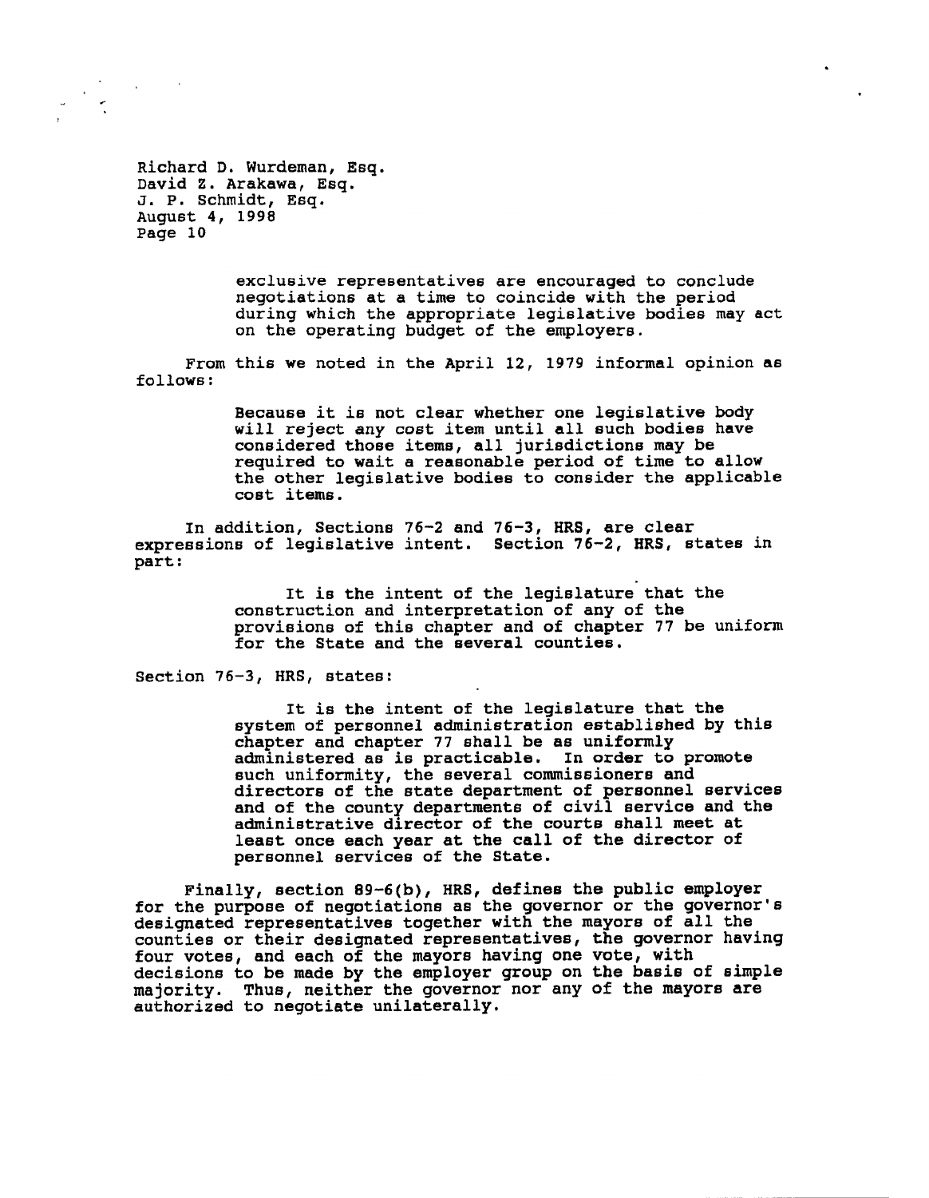Richard D. Wurdeman, Esq.
David Z. Arakawa, Esq.
J. P. Schmidt, Esq.
August 4, 1998

> exclusive representatives are encouraged to conclude negotiations at a time to coincide with the period during which the appropriate legislative bodies may act on the operating budget of the employers.

From this we noted in the April 12, 1979 informal opinion as follows:

> Because it is not clear whether one legislative body will reject any cost item until all such bodies have considered those items, all jurisdictions may be required to wait a reasonable period of time to allow the other legislative bodies to consider the applicable cost items.

In addition, Sections 76-2 and 76-3, HRS, are clear expressions of legislative intent. Section 76-2, HRS, states in part:

> It is the intent of the legislature that the construction and interpretation of any of the provisions of this chapter and of chapter 77 be uniform for the State and the several counties.

Section 76-3, HRS, states:

> It is the intent of the legislature that the system of personnel administration established by this chapter and chapter 77 shall be as uniformly administered as is practicable. In order to promote such uniformity, the several commissioners and directors of the state department of personnel services and of the county departments of civil service and the administrative director of the courts shall meet at least once each year at the call of the director of personnel services of the State.

Finally, section 89-6(b), HRS, defines the public employer for the purpose of negotiations as the governor or the governor's designated representatives together with the mayors of all the counties or their designated representatives, the governor having four votes, and each of the mayors having one vote, with decisions to be made by the employer group on the basis of simple majority. Thus, neither the governor nor any of the mayors are authorized to negotiate unilaterally.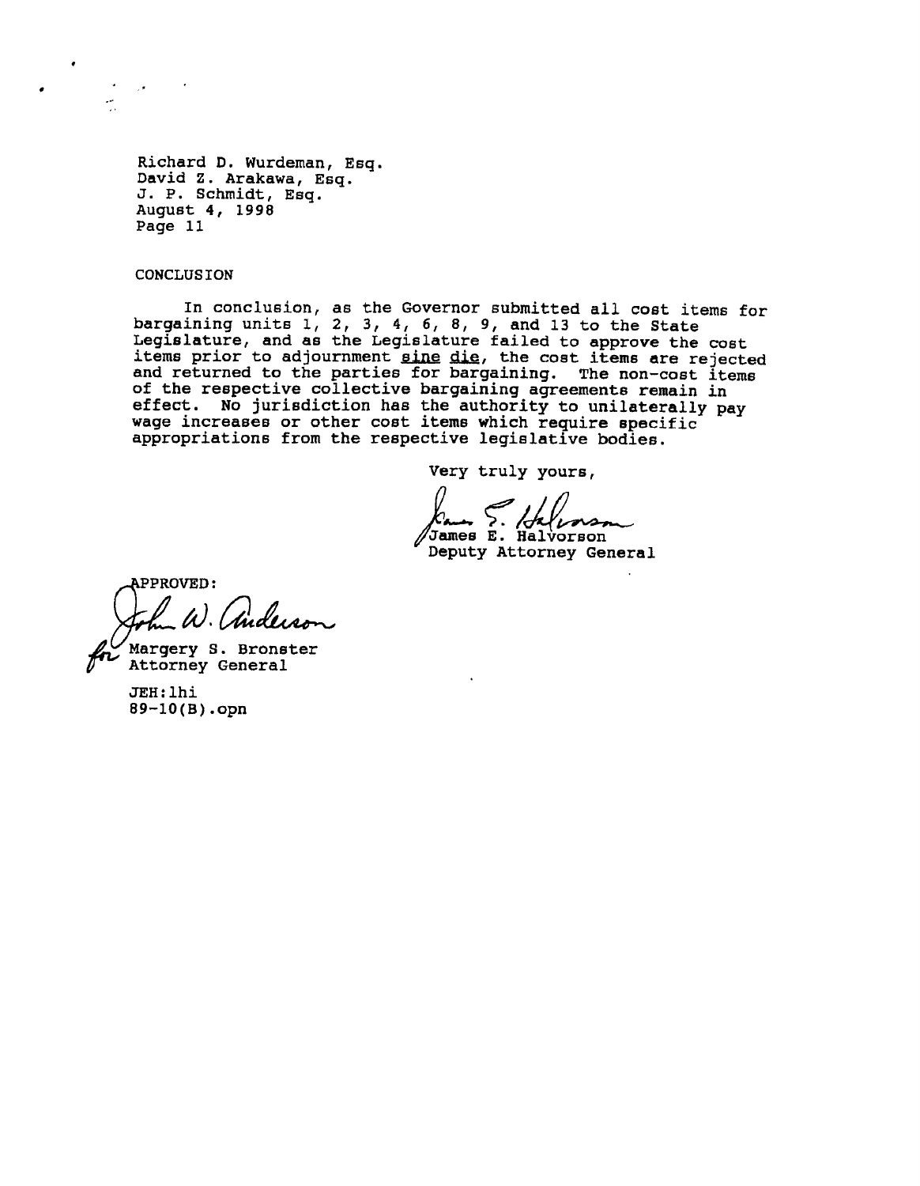Richard D. Wurdeman, Esq.
David Z. Arakawa, Esq.
J. P. Schmidt, Esq.
August 4, 1998
Page 11

CONCLUSION

In conclusion, as the Governor submitted all cost items for bargaining units 1, 2, 3, 4, 6, 8, 9, and 13 to the State Legislature, and as the Legislature failed to approve the cost items prior to adjournment sine die, the cost items are rejected and returned to the parties for bargaining. The non-cost items of the respective collective bargaining agreements remain in effect. No jurisdiction has the authority to unilaterally pay wage increases or other cost items which require specific appropriations from the respective legislative bodies.

Very truly yours,

James E. Halvorson
Deputy Attorney General

APPROVED:

John W. Anderson
for Margery S. Bronster
Attorney General

JEH:lhi
89-10(B).opn